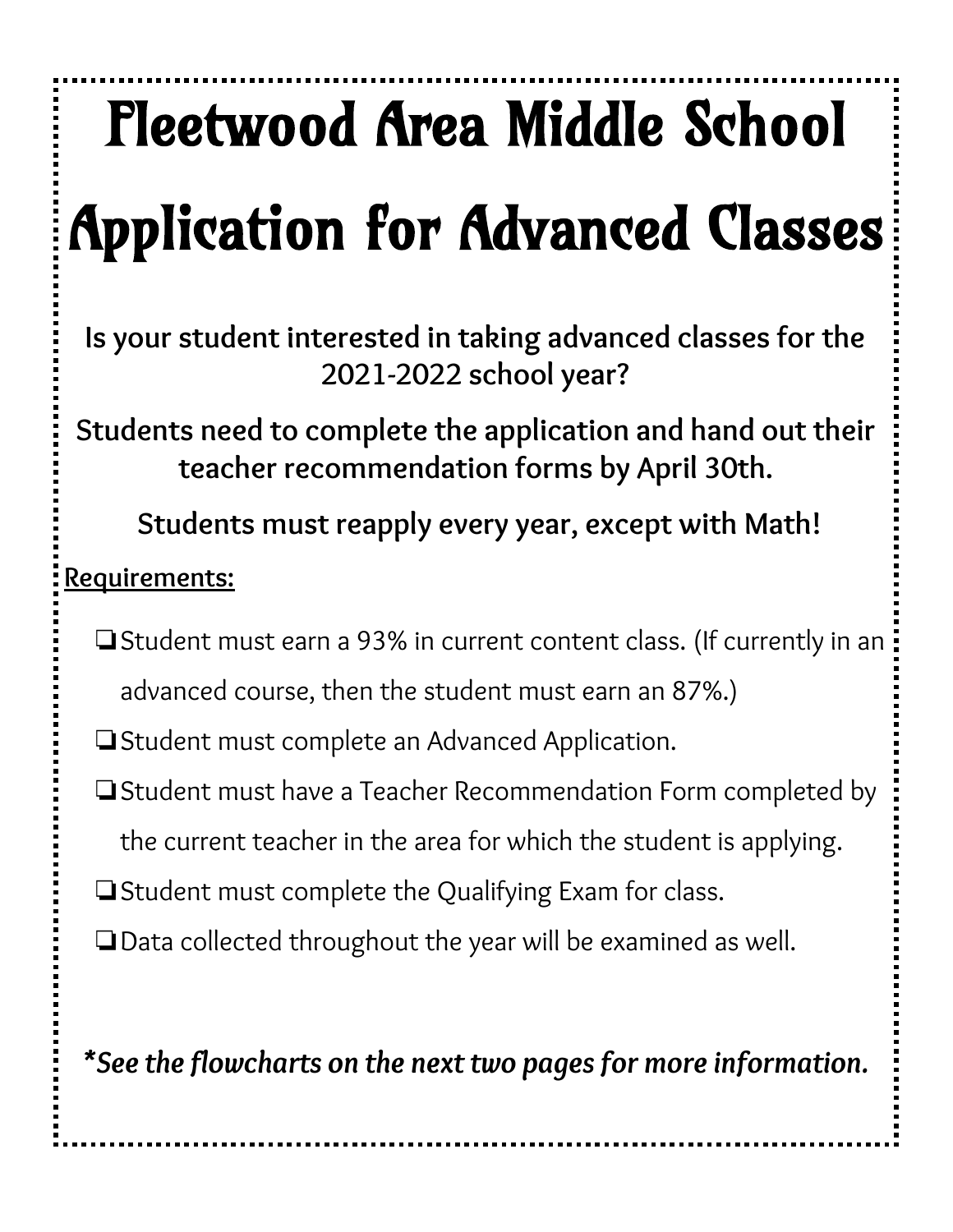# Fleetwood Area Middle School Application for Advanced Classes

**Is your student interested in taking advanced classes for the 2021-2022 school year?**

**Students need to complete the application and hand out their teacher recommendation forms by April 30th.**

**Students must reapply every year, except with Math!**

**Requirements:**

- ❏ Student must earn a 93% in current content class. (If currently in an advanced course, then the student must earn an 87%.)
- ❏ Student must complete an Advanced Application.
- ❏ Student must have a Teacher Recommendation Form completed by the current teacher in the area for which the student is applying.
- ❏ Student must complete the Qualifying Exam for class.
- ❏ Data collected throughout the year will be examined as well.

***See the flowcharts on the next two pages for more information.***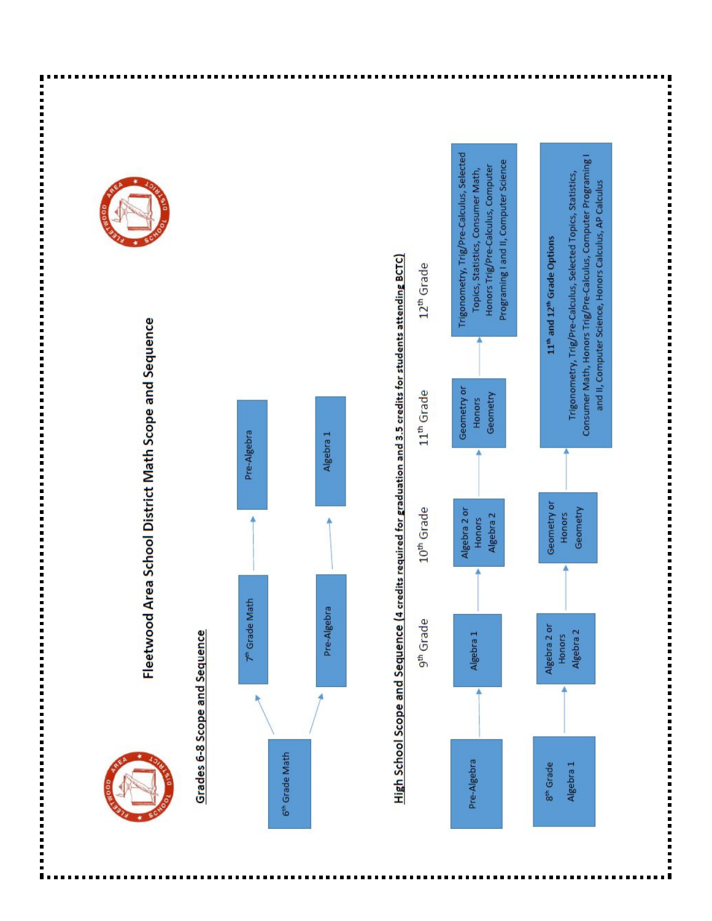# Fleetwood Area School District Math Scope and Sequence

## Grades 6-8 Scope and Sequence

- 6th Grade Math → 7th Grade Math → Pre-Algebra
- 6th Grade Math → Pre-Algebra → Algebra 1

## High School Scope and Sequence (4 credits required for graduation and 3.5 credits for students attending BCTC)

| | 9th Grade | 10th Grade | 11th Grade | 12th Grade |
|---|---|---|---|---|
| Pre-Algebra | Algebra 1 | Algebra 2 or Honors Algebra 2 | Geometry or Honors Geometry | Trigonometry, Trig/Pre-Calculus, Selected Topics, Statistics, Consumer Math, Honors Trig/Pre-Calculus, Computer Programing I and II, Computer Science |
| 8th Grade Algebra 1 | Algebra 2 or Honors Algebra 2 | Geometry or Honors Geometry | **11th and 12th Grade Options** Trigonometry, Trig/Pre-Calculus, Selected Topics, Statistics, Consumer Math, Honors Trig/Pre-Calculus, Computer Programing I and II, Computer Science, Honors Calculus, AP Calculus | |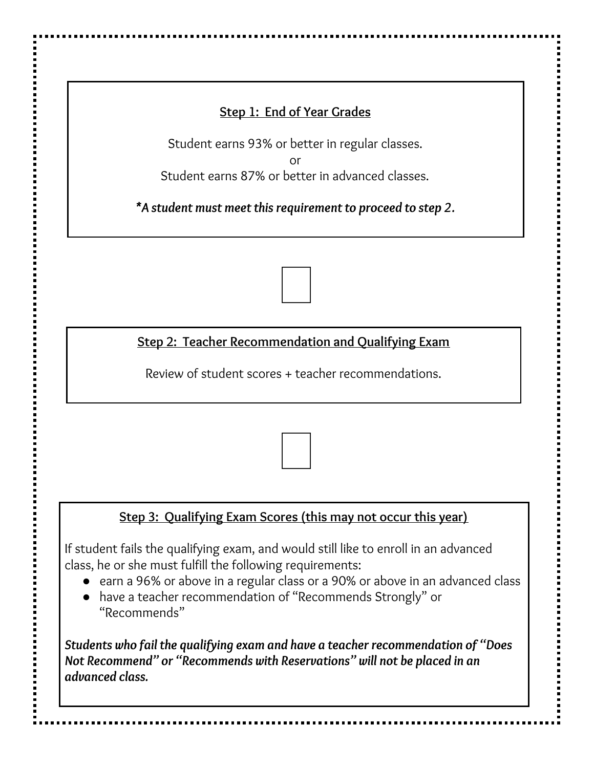## Step 1: End of Year Grades

Student earns 93% or better in regular classes.

or

Student earns 87% or better in advanced classes.

***A student must meet this requirement to proceed to step 2.***

## Step 2: Teacher Recommendation and Qualifying Exam

Review of student scores + teacher recommendations.

## Step 3: Qualifying Exam Scores (this may not occur this year)

If student fails the qualifying exam, and would still like to enroll in an advanced class, he or she must fulfill the following requirements:

- earn a 96% or above in a regular class or a 90% or above in an advanced class
- have a teacher recommendation of "Recommends Strongly" or "Recommends"

***Students who fail the qualifying exam and have a teacher recommendation of "Does Not Recommend" or "Recommends with Reservations" will not be placed in an advanced class.***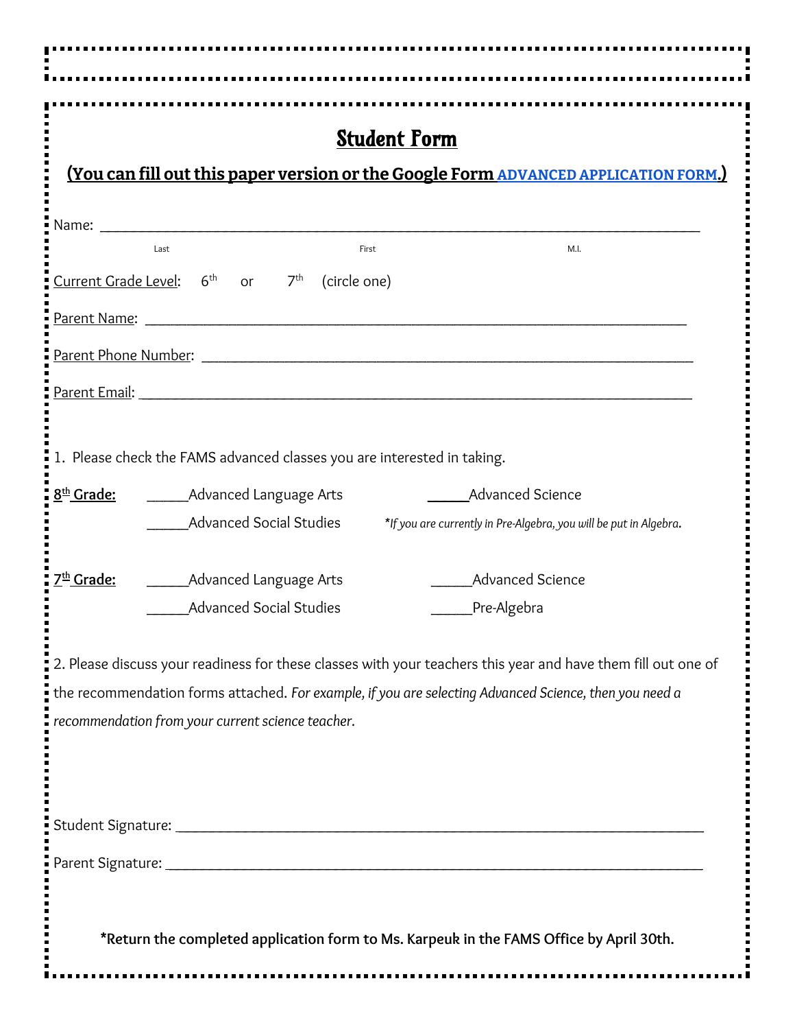# Student Form

**(You can fill out this paper version or the Google Form ADVANCED APPLICATION FORM.)**

Name: ___________________________________________________________________________

Last                                        First                                        M.I.

Current Grade Level:   6th   or   7th   (circle one)

Parent Name: ____________________________________________________________________

Parent Phone Number: _____________________________________________________________

Parent Email: _____________________________________________________________________

1. Please check the FAMS advanced classes you are interested in taking.

**8th Grade:**
- _____Advanced Language Arts
- _____Advanced Science
- _____Advanced Social Studies

*\*If you are currently in Pre-Algebra, you will be put in Algebra.*

**7th Grade:**
- _____Advanced Language Arts
- _____Advanced Science
- _____Advanced Social Studies
- _____Pre-Algebra

2. Please discuss your readiness for these classes with your teachers this year and have them fill out one of the recommendation forms attached. *For example, if you are selecting Advanced Science, then you need a recommendation from your current science teacher.*

Student Signature: _________________________________________________________________

Parent Signature: __________________________________________________________________

**\*Return the completed application form to Ms. Karpeuk in the FAMS Office by April 30th.**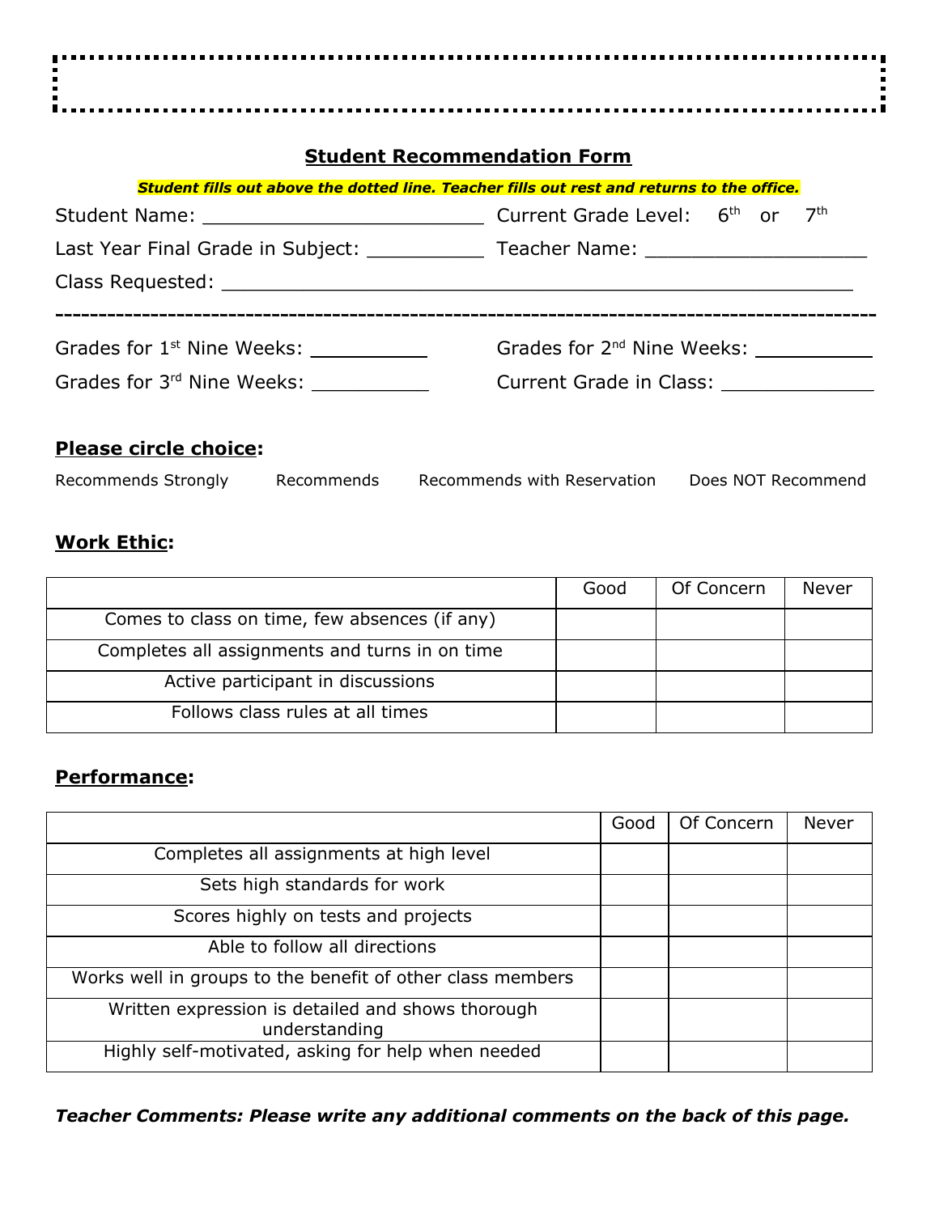## Student Recommendation Form

***Student fills out above the dotted line. Teacher fills out rest and returns to the office.***

Student Name: ________________________ Current Grade Level: 6th or 7th

Last Year Final Grade in Subject: __________ Teacher Name: ___________________

Class Requested: ________________________________________________________

---

Grades for 1st Nine Weeks: __________ Grades for 2nd Nine Weeks: __________

Grades for 3rd Nine Weeks: __________ Current Grade in Class: _____________

**Please circle choice:**

Recommends Strongly    Recommends    Recommends with Reservation    Does NOT Recommend

**Work Ethic:**

| | Good | Of Concern | Never |
|---|---|---|---|
| Comes to class on time, few absences (if any) | | | |
| Completes all assignments and turns in on time | | | |
| Active participant in discussions | | | |
| Follows class rules at all times | | | |

**Performance:**

| | Good | Of Concern | Never |
|---|---|---|---|
| Completes all assignments at high level | | | |
| Sets high standards for work | | | |
| Scores highly on tests and projects | | | |
| Able to follow all directions | | | |
| Works well in groups to the benefit of other class members | | | |
| Written expression is detailed and shows thorough understanding | | | |
| Highly self-motivated, asking for help when needed | | | |

***Teacher Comments: Please write any additional comments on the back of this page.***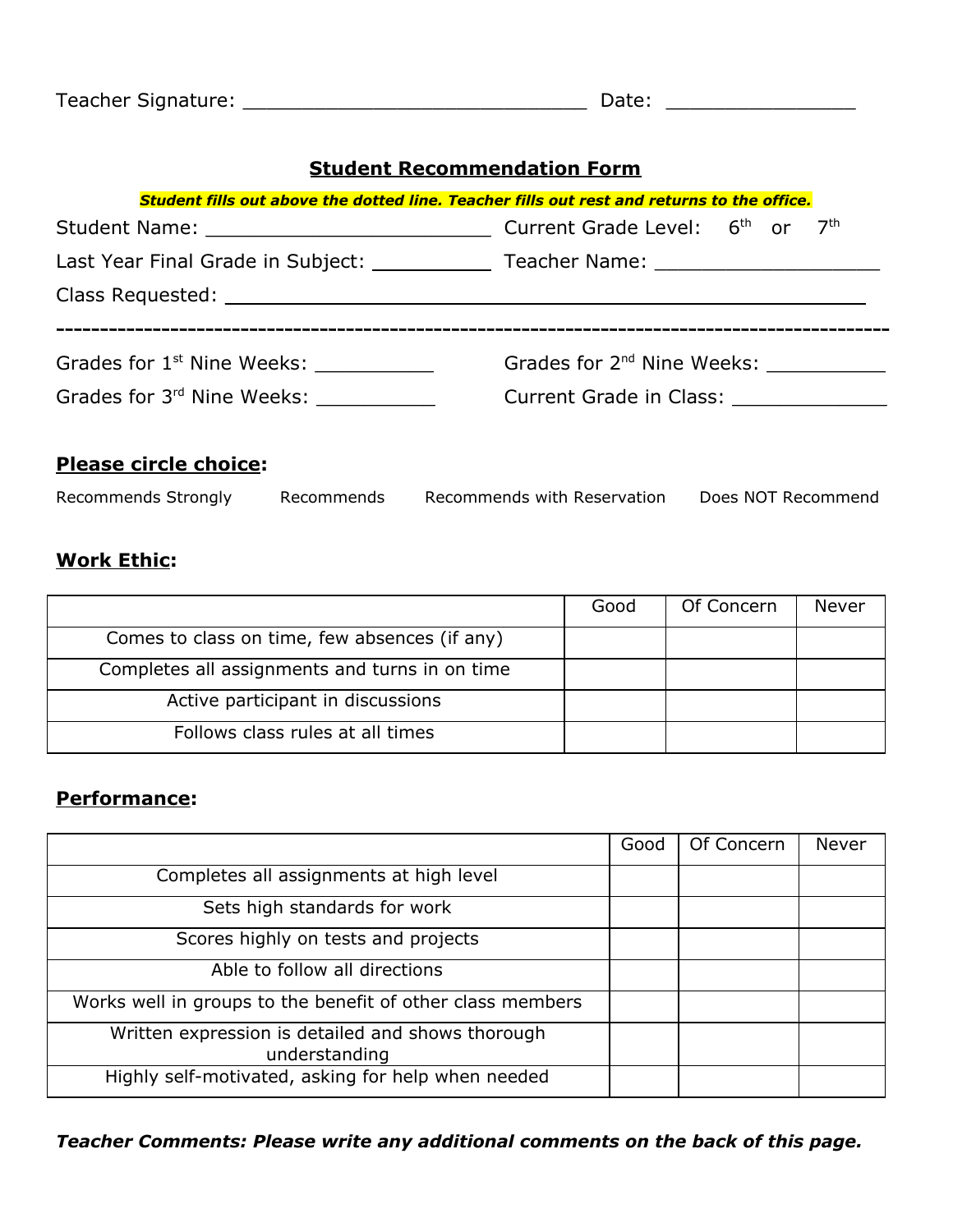Teacher Signature: ______________________________ Date: ________________

## Student Recommendation Form

***Student fills out above the dotted line. Teacher fills out rest and returns to the office.***

Student Name: _________________________ Current Grade Level: 6th or 7th

Last Year Final Grade in Subject: __________ Teacher Name: ____________________

Class Requested: ________________________________________________________

---------------------------------------------------------------------------------------------------

Grades for 1st Nine Weeks: __________ Grades for 2nd Nine Weeks: __________

Grades for 3rd Nine Weeks: __________ Current Grade in Class: _____________

**Please circle choice:**

Recommends Strongly    Recommends    Recommends with Reservation    Does NOT Recommend

**Work Ethic:**

| | Good | Of Concern | Never |
|---|---|---|---|
| Comes to class on time, few absences (if any) | | | |
| Completes all assignments and turns in on time | | | |
| Active participant in discussions | | | |
| Follows class rules at all times | | | |

**Performance:**

| | Good | Of Concern | Never |
|---|---|---|---|
| Completes all assignments at high level | | | |
| Sets high standards for work | | | |
| Scores highly on tests and projects | | | |
| Able to follow all directions | | | |
| Works well in groups to the benefit of other class members | | | |
| Written expression is detailed and shows thorough understanding | | | |
| Highly self-motivated, asking for help when needed | | | |

***Teacher Comments: Please write any additional comments on the back of this page.***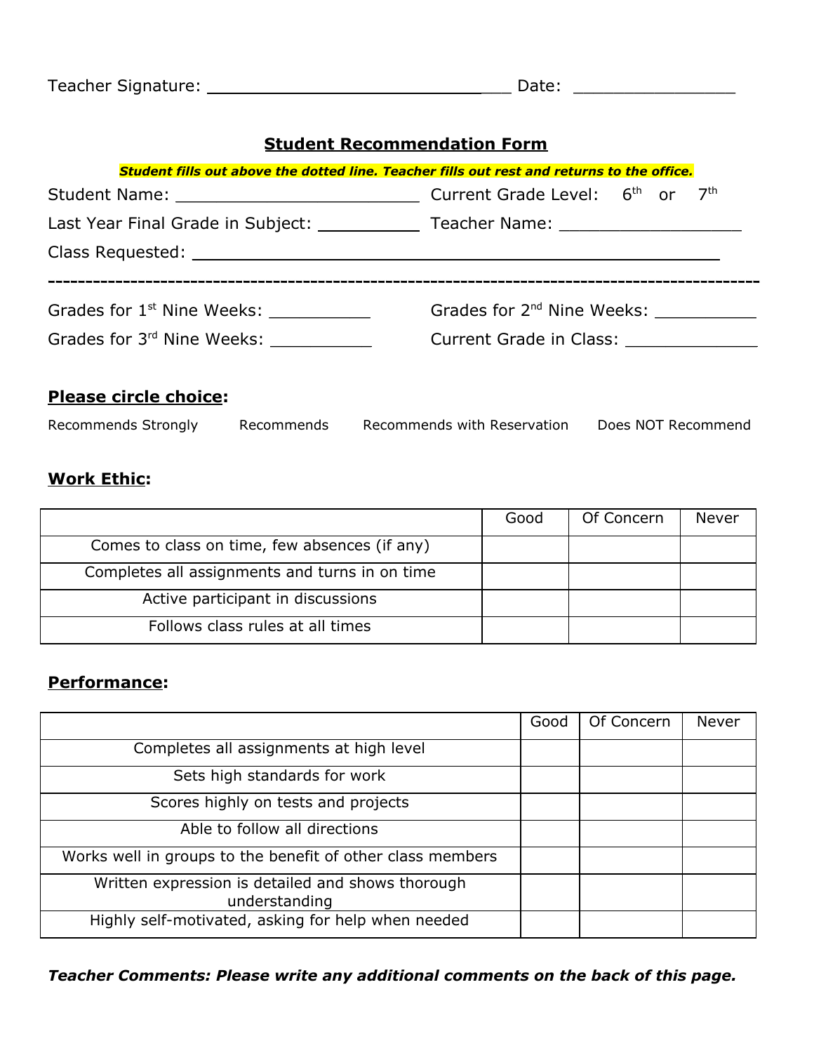Teacher Signature: ________________________________ Date: _________________

## Student Recommendation Form

***Student fills out above the dotted line. Teacher fills out rest and returns to the office.***

Student Name: ___________________________ Current Grade Level: 6th or 7th

Last Year Final Grade in Subject: ___________ Teacher Name: ___________________

Class Requested: ______________________________________________________

---

Grades for 1st Nine Weeks: ___________ Grades for 2nd Nine Weeks: ___________

Grades for 3rd Nine Weeks: ___________ Current Grade in Class: _____________

**Please circle choice:**

Recommends Strongly  Recommends  Recommends with Reservation  Does NOT Recommend

**Work Ethic:**

| | Good | Of Concern | Never |
|---|---|---|---|
| Comes to class on time, few absences (if any) | | | |
| Completes all assignments and turns in on time | | | |
| Active participant in discussions | | | |
| Follows class rules at all times | | | |

**Performance:**

| | Good | Of Concern | Never |
|---|---|---|---|
| Completes all assignments at high level | | | |
| Sets high standards for work | | | |
| Scores highly on tests and projects | | | |
| Able to follow all directions | | | |
| Works well in groups to the benefit of other class members | | | |
| Written expression is detailed and shows thorough understanding | | | |
| Highly self-motivated, asking for help when needed | | | |

***Teacher Comments: Please write any additional comments on the back of this page.***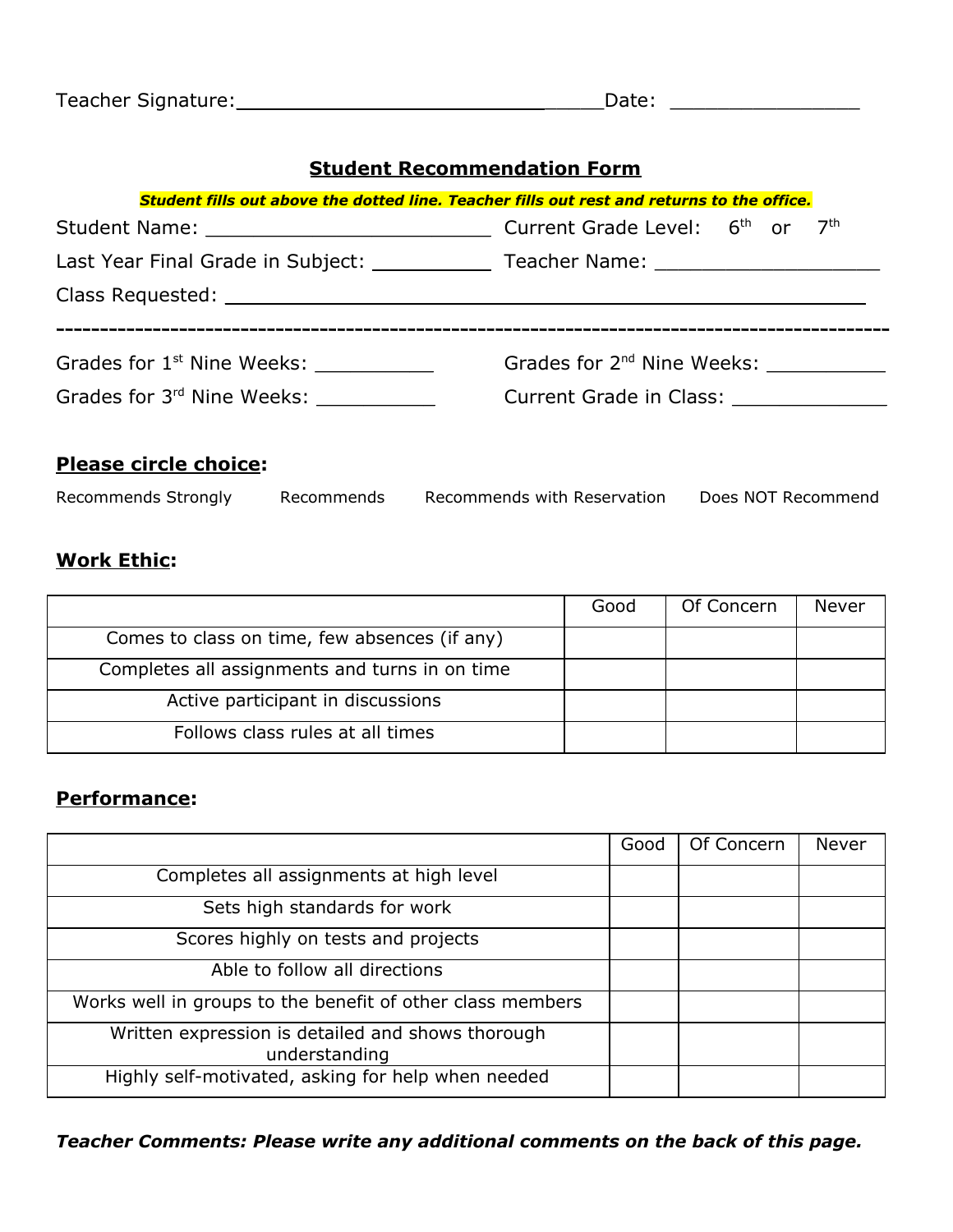Teacher Signature:\_\_\_\_\_\_\_\_\_\_\_\_\_\_\_\_\_\_\_\_\_\_\_\_\_\_\_\_\_\_\_\_\_Date: \_\_\_\_\_\_\_\_\_\_\_\_\_\_\_\_

## Student Recommendation Form

***Student fills out above the dotted line. Teacher fills out rest and returns to the office.***

Student Name: \_\_\_\_\_\_\_\_\_\_\_\_\_\_\_\_\_\_\_\_\_\_\_\_\_ Current Grade Level: 6th or 7th

Last Year Final Grade in Subject: \_\_\_\_\_\_\_\_\_\_ Teacher Name: \_\_\_\_\_\_\_\_\_\_\_\_\_\_\_\_\_\_\_\_

Class Requested: \_\_\_\_\_\_\_\_\_\_\_\_\_\_\_\_\_\_\_\_\_\_\_\_\_\_\_\_\_\_\_\_\_\_\_\_\_\_\_\_\_\_\_\_\_\_\_\_\_\_\_\_\_\_\_\_\_

-----------------------------------------------------------------------------------------------

Grades for 1st Nine Weeks: \_\_\_\_\_\_\_\_\_\_ Grades for 2nd Nine Weeks: \_\_\_\_\_\_\_\_\_\_

Grades for 3rd Nine Weeks: \_\_\_\_\_\_\_\_\_\_ Current Grade in Class: \_\_\_\_\_\_\_\_\_\_\_\_\_

**Please circle choice:**

Recommends Strongly    Recommends    Recommends with Reservation    Does NOT Recommend

**Work Ethic:**

| | Good | Of Concern | Never |
|---|---|---|---|
| Comes to class on time, few absences (if any) | | | |
| Completes all assignments and turns in on time | | | |
| Active participant in discussions | | | |
| Follows class rules at all times | | | |

**Performance:**

| | Good | Of Concern | Never |
|---|---|---|---|
| Completes all assignments at high level | | | |
| Sets high standards for work | | | |
| Scores highly on tests and projects | | | |
| Able to follow all directions | | | |
| Works well in groups to the benefit of other class members | | | |
| Written expression is detailed and shows thorough understanding | | | |
| Highly self-motivated, asking for help when needed | | | |

***Teacher Comments: Please write any additional comments on the back of this page.***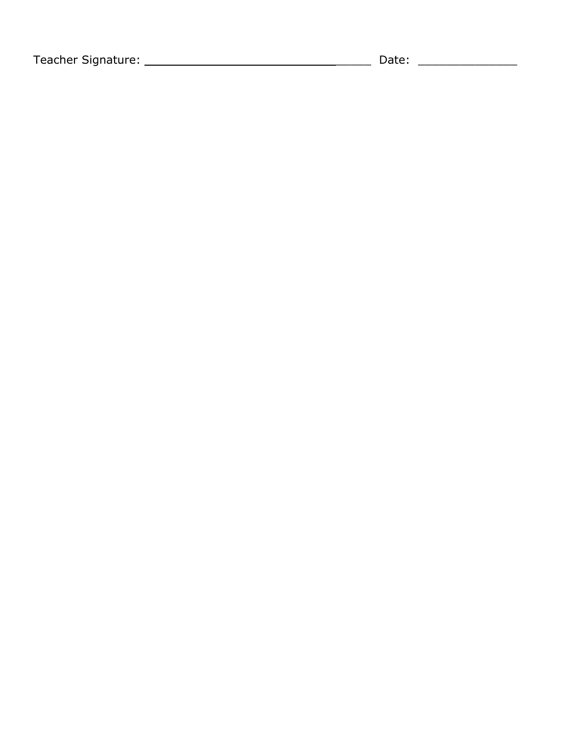Teacher Signature: ___________________________________ Date: ______________